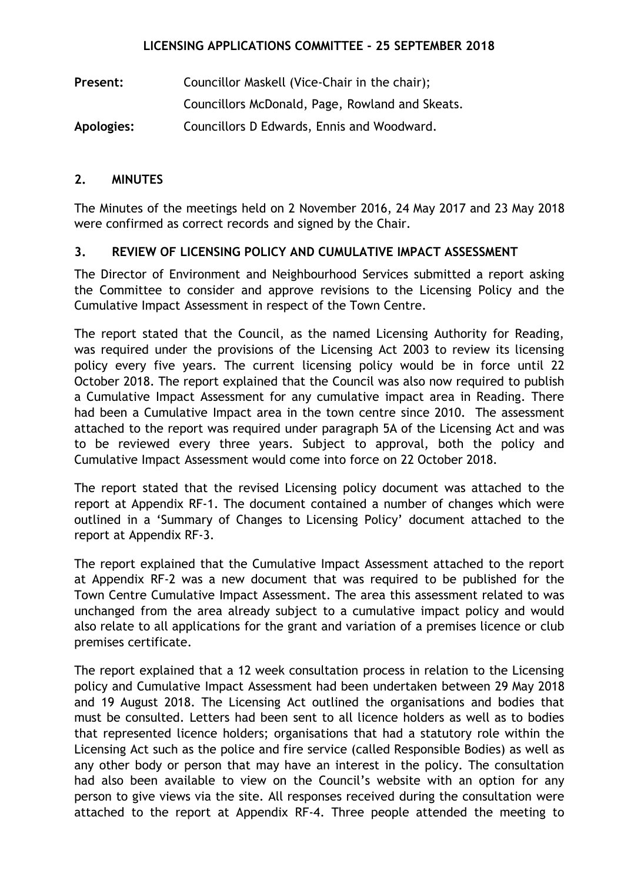# LICENSING APPLICATIONS COMMITTEE - 25 SEPTEMBER 2018

**Present:** Councillor Maskell (Vice-Chair in the chair);
Councillors McDonald, Page, Rowland and Skeats.

**Apologies:** Councillors D Edwards, Ennis and Woodward.

## 2. MINUTES

The Minutes of the meetings held on 2 November 2016, 24 May 2017 and 23 May 2018 were confirmed as correct records and signed by the Chair.

## 3. REVIEW OF LICENSING POLICY AND CUMULATIVE IMPACT ASSESSMENT

The Director of Environment and Neighbourhood Services submitted a report asking the Committee to consider and approve revisions to the Licensing Policy and the Cumulative Impact Assessment in respect of the Town Centre.

The report stated that the Council, as the named Licensing Authority for Reading, was required under the provisions of the Licensing Act 2003 to review its licensing policy every five years. The current licensing policy would be in force until 22 October 2018. The report explained that the Council was also now required to publish a Cumulative Impact Assessment for any cumulative impact area in Reading. There had been a Cumulative Impact area in the town centre since 2010. The assessment attached to the report was required under paragraph 5A of the Licensing Act and was to be reviewed every three years. Subject to approval, both the policy and Cumulative Impact Assessment would come into force on 22 October 2018.

The report stated that the revised Licensing policy document was attached to the report at Appendix RF-1. The document contained a number of changes which were outlined in a 'Summary of Changes to Licensing Policy' document attached to the report at Appendix RF-3.

The report explained that the Cumulative Impact Assessment attached to the report at Appendix RF-2 was a new document that was required to be published for the Town Centre Cumulative Impact Assessment. The area this assessment related to was unchanged from the area already subject to a cumulative impact policy and would also relate to all applications for the grant and variation of a premises licence or club premises certificate.

The report explained that a 12 week consultation process in relation to the Licensing policy and Cumulative Impact Assessment had been undertaken between 29 May 2018 and 19 August 2018. The Licensing Act outlined the organisations and bodies that must be consulted. Letters had been sent to all licence holders as well as to bodies that represented licence holders; organisations that had a statutory role within the Licensing Act such as the police and fire service (called Responsible Bodies) as well as any other body or person that may have an interest in the policy. The consultation had also been available to view on the Council's website with an option for any person to give views via the site. All responses received during the consultation were attached to the report at Appendix RF-4. Three people attended the meeting to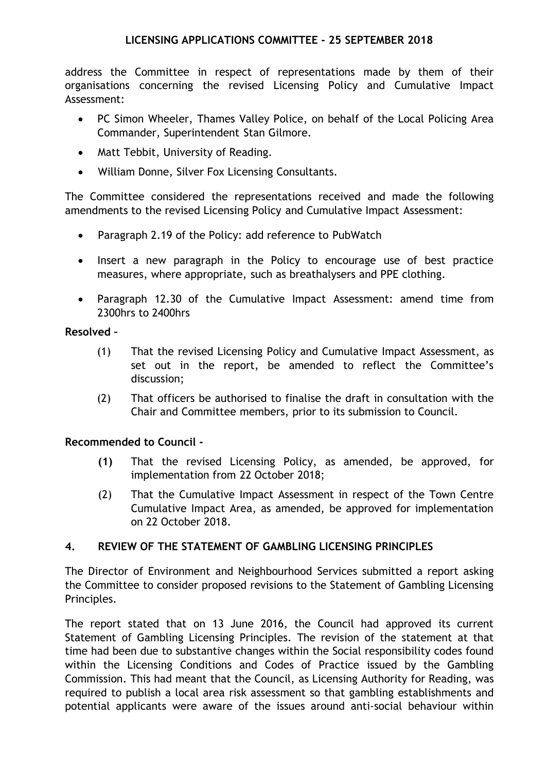address the Committee in respect of representations made by them of their organisations concerning the revised Licensing Policy and Cumulative Impact Assessment:

- PC Simon Wheeler, Thames Valley Police, on behalf of the Local Policing Area Commander, Superintendent Stan Gilmore.
- Matt Tebbit, University of Reading.
- William Donne, Silver Fox Licensing Consultants.

The Committee considered the representations received and made the following amendments to the revised Licensing Policy and Cumulative Impact Assessment:

- Paragraph 2.19 of the Policy: add reference to PubWatch
- Insert a new paragraph in the Policy to encourage use of best practice measures, where appropriate, such as breathalysers and PPE clothing.
- Paragraph 12.30 of the Cumulative Impact Assessment: amend time from 2300hrs to 2400hrs

**Resolved –**

(1) That the revised Licensing Policy and Cumulative Impact Assessment, as set out in the report, be amended to reflect the Committee's discussion;

(2) That officers be authorised to finalise the draft in consultation with the Chair and Committee members, prior to its submission to Council.

**Recommended to Council -**

**(1)** That the revised Licensing Policy, as amended, be approved, for implementation from 22 October 2018;

(2) That the Cumulative Impact Assessment in respect of the Town Centre Cumulative Impact Area, as amended, be approved for implementation on 22 October 2018.

## 4. REVIEW OF THE STATEMENT OF GAMBLING LICENSING PRINCIPLES

The Director of Environment and Neighbourhood Services submitted a report asking the Committee to consider proposed revisions to the Statement of Gambling Licensing Principles.

The report stated that on 13 June 2016, the Council had approved its current Statement of Gambling Licensing Principles. The revision of the statement at that time had been due to substantive changes within the Social responsibility codes found within the Licensing Conditions and Codes of Practice issued by the Gambling Commission. This had meant that the Council, as Licensing Authority for Reading, was required to publish a local area risk assessment so that gambling establishments and potential applicants were aware of the issues around anti-social behaviour within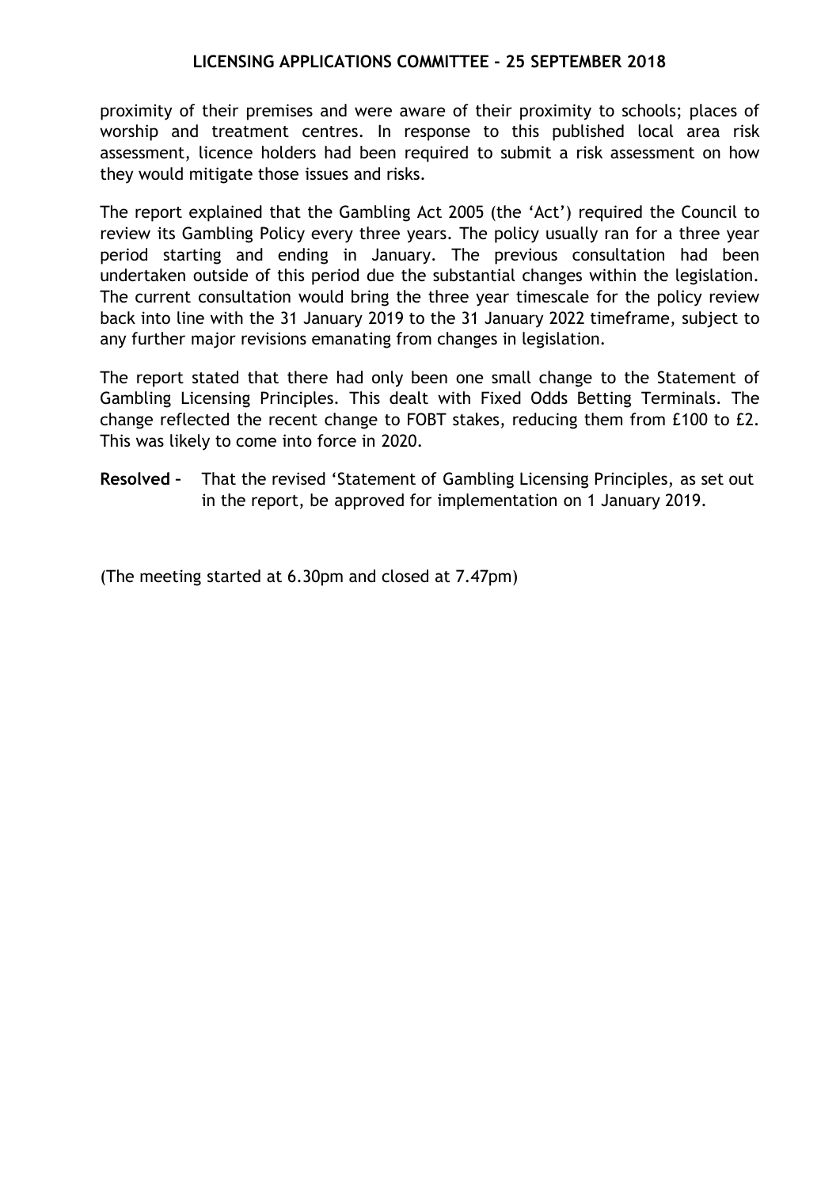proximity of their premises and were aware of their proximity to schools; places of worship and treatment centres. In response to this published local area risk assessment, licence holders had been required to submit a risk assessment on how they would mitigate those issues and risks.

The report explained that the Gambling Act 2005 (the 'Act') required the Council to review its Gambling Policy every three years. The policy usually ran for a three year period starting and ending in January. The previous consultation had been undertaken outside of this period due the substantial changes within the legislation. The current consultation would bring the three year timescale for the policy review back into line with the 31 January 2019 to the 31 January 2022 timeframe, subject to any further major revisions emanating from changes in legislation.

The report stated that there had only been one small change to the Statement of Gambling Licensing Principles. This dealt with Fixed Odds Betting Terminals. The change reflected the recent change to FOBT stakes, reducing them from £100 to £2. This was likely to come into force in 2020.

**Resolved –** That the revised 'Statement of Gambling Licensing Principles, as set out in the report, be approved for implementation on 1 January 2019.

(The meeting started at 6.30pm and closed at 7.47pm)